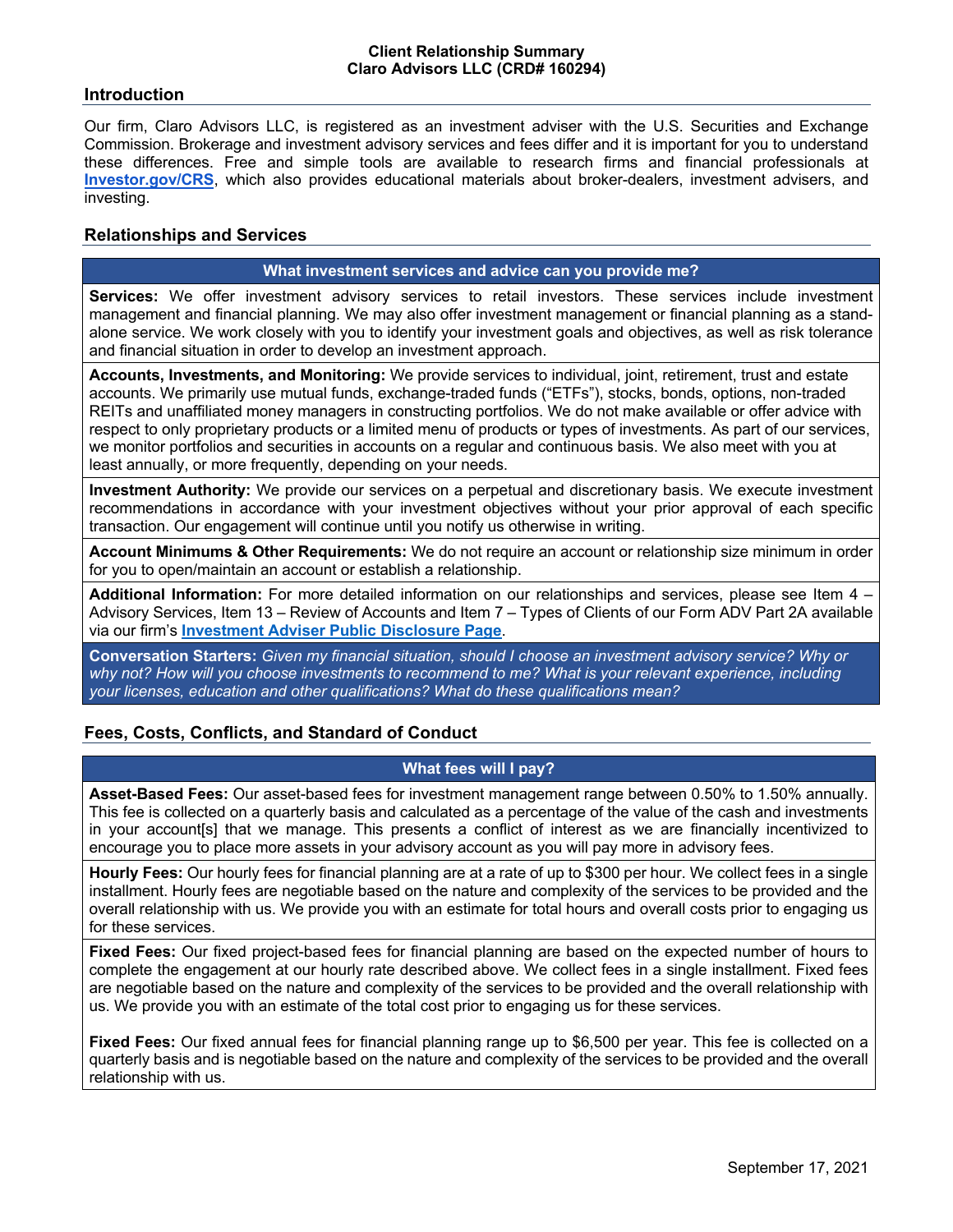**Client Relationship Summary**
**Claro Advisors LLC (CRD# 160294)**

## Introduction

Our firm, Claro Advisors LLC, is registered as an investment adviser with the U.S. Securities and Exchange Commission. Brokerage and investment advisory services and fees differ and it is important for you to understand these differences. Free and simple tools are available to research firms and financial professionals at **Investor.gov/CRS**, which also provides educational materials about broker-dealers, investment advisers, and investing.

## Relationships and Services

### What investment services and advice can you provide me?

**Services:** We offer investment advisory services to retail investors. These services include investment management and financial planning. We may also offer investment management or financial planning as a stand-alone service. We work closely with you to identify your investment goals and objectives, as well as risk tolerance and financial situation in order to develop an investment approach.

**Accounts, Investments, and Monitoring:** We provide services to individual, joint, retirement, trust and estate accounts. We primarily use mutual funds, exchange-traded funds ("ETFs"), stocks, bonds, options, non-traded REITs and unaffiliated money managers in constructing portfolios. We do not make available or offer advice with respect to only proprietary products or a limited menu of products or types of investments. As part of our services, we monitor portfolios and securities in accounts on a regular and continuous basis. We also meet with you at least annually, or more frequently, depending on your needs.

**Investment Authority:** We provide our services on a perpetual and discretionary basis. We execute investment recommendations in accordance with your investment objectives without your prior approval of each specific transaction. Our engagement will continue until you notify us otherwise in writing.

**Account Minimums & Other Requirements:** We do not require an account or relationship size minimum in order for you to open/maintain an account or establish a relationship.

**Additional Information:** For more detailed information on our relationships and services, please see Item 4 – Advisory Services, Item 13 – Review of Accounts and Item 7 – Types of Clients of our Form ADV Part 2A available via our firm's **Investment Adviser Public Disclosure Page**.

**Conversation Starters:** *Given my financial situation, should I choose an investment advisory service? Why or why not? How will you choose investments to recommend to me? What is your relevant experience, including your licenses, education and other qualifications? What do these qualifications mean?*

## Fees, Costs, Conflicts, and Standard of Conduct

### What fees will I pay?

**Asset-Based Fees:** Our asset-based fees for investment management range between 0.50% to 1.50% annually. This fee is collected on a quarterly basis and calculated as a percentage of the value of the cash and investments in your account[s] that we manage. This presents a conflict of interest as we are financially incentivized to encourage you to place more assets in your advisory account as you will pay more in advisory fees.

**Hourly Fees:** Our hourly fees for financial planning are at a rate of up to $300 per hour. We collect fees in a single installment. Hourly fees are negotiable based on the nature and complexity of the services to be provided and the overall relationship with us. We provide you with an estimate for total hours and overall costs prior to engaging us for these services.

**Fixed Fees:** Our fixed project-based fees for financial planning are based on the expected number of hours to complete the engagement at our hourly rate described above. We collect fees in a single installment. Fixed fees are negotiable based on the nature and complexity of the services to be provided and the overall relationship with us. We provide you with an estimate of the total cost prior to engaging us for these services.

**Fixed Fees:** Our fixed annual fees for financial planning range up to $6,500 per year. This fee is collected on a quarterly basis and is negotiable based on the nature and complexity of the services to be provided and the overall relationship with us.

September 17, 2021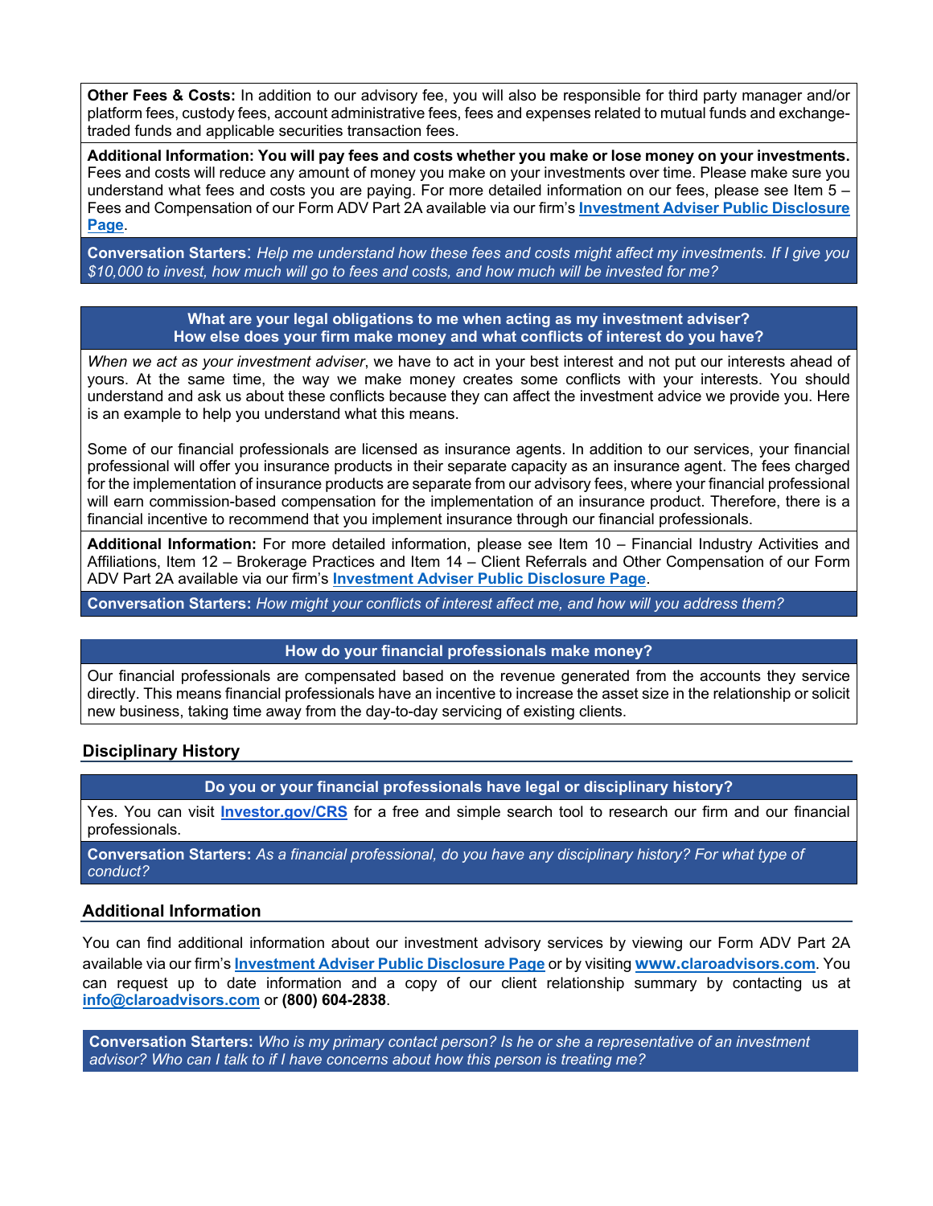**Other Fees & Costs:** In addition to our advisory fee, you will also be responsible for third party manager and/or platform fees, custody fees, account administrative fees, fees and expenses related to mutual funds and exchange-traded funds and applicable securities transaction fees.

**Additional Information: You will pay fees and costs whether you make or lose money on your investments.** Fees and costs will reduce any amount of money you make on your investments over time. Please make sure you understand what fees and costs you are paying. For more detailed information on our fees, please see Item 5 – Fees and Compensation of our Form ADV Part 2A available via our firm's **Investment Adviser Public Disclosure Page**.

**Conversation Starters**: *Help me understand how these fees and costs might affect my investments. If I give you $10,000 to invest, how much will go to fees and costs, and how much will be invested for me?*

### What are your legal obligations to me when acting as my investment adviser? How else does your firm make money and what conflicts of interest do you have?

*When we act as your investment adviser*, we have to act in your best interest and not put our interests ahead of yours. At the same time, the way we make money creates some conflicts with your interests. You should understand and ask us about these conflicts because they can affect the investment advice we provide you. Here is an example to help you understand what this means.

Some of our financial professionals are licensed as insurance agents. In addition to our services, your financial professional will offer you insurance products in their separate capacity as an insurance agent. The fees charged for the implementation of insurance products are separate from our advisory fees, where your financial professional will earn commission-based compensation for the implementation of an insurance product. Therefore, there is a financial incentive to recommend that you implement insurance through our financial professionals.

**Additional Information:** For more detailed information, please see Item 10 – Financial Industry Activities and Affiliations, Item 12 – Brokerage Practices and Item 14 – Client Referrals and Other Compensation of our Form ADV Part 2A available via our firm's **Investment Adviser Public Disclosure Page**.

**Conversation Starters:** *How might your conflicts of interest affect me, and how will you address them?*

### How do your financial professionals make money?

Our financial professionals are compensated based on the revenue generated from the accounts they service directly. This means financial professionals have an incentive to increase the asset size in the relationship or solicit new business, taking time away from the day-to-day servicing of existing clients.

## Disciplinary History

### Do you or your financial professionals have legal or disciplinary history?

Yes. You can visit **Investor.gov/CRS** for a free and simple search tool to research our firm and our financial professionals.

**Conversation Starters:** *As a financial professional, do you have any disciplinary history? For what type of conduct?*

## Additional Information

You can find additional information about our investment advisory services by viewing our Form ADV Part 2A available via our firm's **Investment Adviser Public Disclosure Page** or by visiting **www.claroadvisors.com**. You can request up to date information and a copy of our client relationship summary by contacting us at **info@claroadvisors.com** or **(800) 604-2838**.

**Conversation Starters:** *Who is my primary contact person? Is he or she a representative of an investment advisor? Who can I talk to if I have concerns about how this person is treating me?*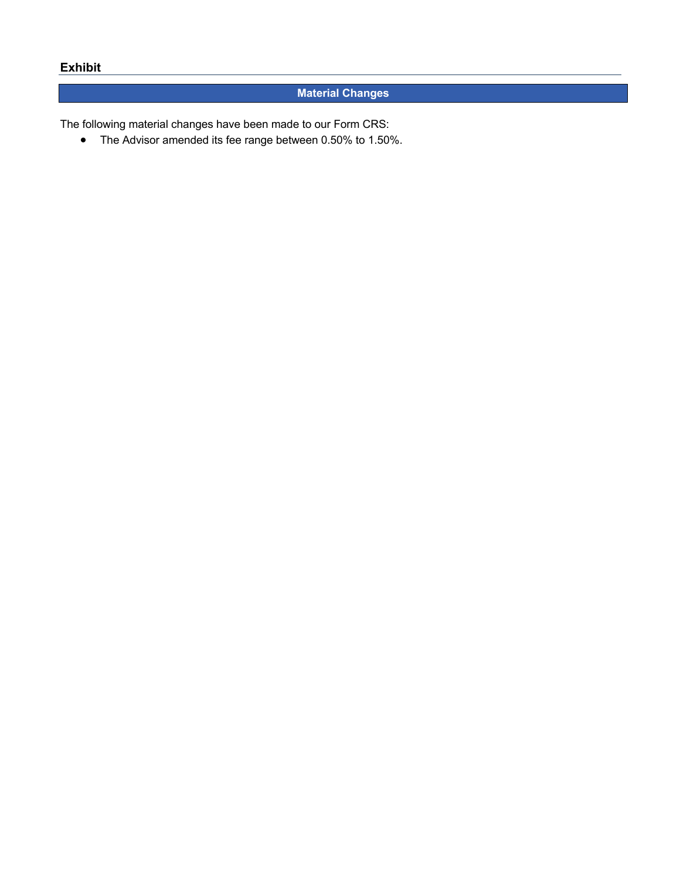**Exhibit**

## Material Changes

The following material changes have been made to our Form CRS:

- The Advisor amended its fee range between 0.50% to 1.50%.